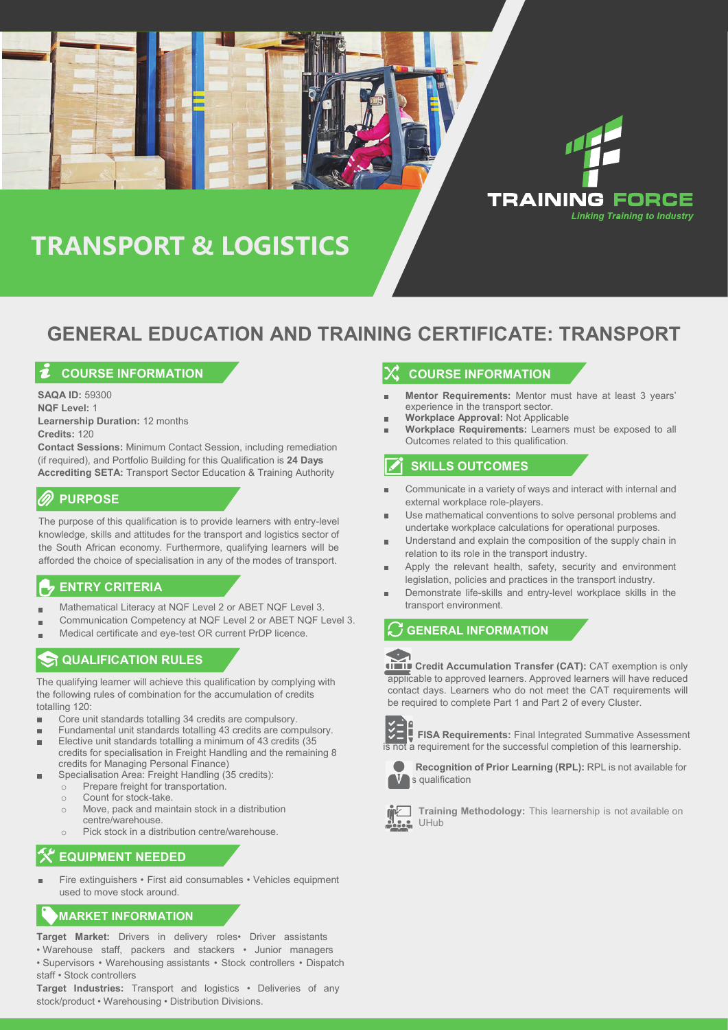TRAINING FORCE

*Linking Training to Industry*

# TRANSPORT & LOGISTICS

## GENERAL EDUCATION AND TRAINING CERTIFICATE: TRANSPORT

### COURSE INFORMATION

**SAQA ID:** 59300
**NQF Level:** 1
**Learnership Duration:** 12 months
**Credits:** 120
**Contact Sessions:** Minimum Contact Session, including remediation (if required), and Portfolio Building for this Qualification is **24 Days**
**Accrediting SETA:** Transport Sector Education & Training Authority

### PURPOSE

The purpose of this qualification is to provide learners with entry-level knowledge, skills and attitudes for the transport and logistics sector of the South African economy. Furthermore, qualifying learners will be afforded the choice of specialisation in any of the modes of transport.

### ENTRY CRITERIA

- Mathematical Literacy at NQF Level 2 or ABET NQF Level 3.
- Communication Competency at NQF Level 2 or ABET NQF Level 3.
- Medical certificate and eye-test OR current PrDP licence.

### QUALIFICATION RULES

The qualifying learner will achieve this qualification by complying with the following rules of combination for the accumulation of credits totalling 120:

- Core unit standards totalling 34 credits are compulsory.
- Fundamental unit standards totalling 43 credits are compulsory.
- Elective unit standards totalling a minimum of 43 credits (35 credits for specialisation in Freight Handling and the remaining 8 credits for Managing Personal Finance)
- Specialisation Area: Freight Handling (35 credits):
  - Prepare freight for transportation.
  - Count for stock-take.
  - Move, pack and maintain stock in a distribution centre/warehouse.
  - Pick stock in a distribution centre/warehouse.

### EQUIPMENT NEEDED

- Fire extinguishers • First aid consumables • Vehicles equipment used to move stock around.

### MARKET INFORMATION

**Target Market:** Drivers in delivery roles• Driver assistants • Warehouse staff, packers and stackers • Junior managers • Supervisors • Warehousing assistants • Stock controllers • Dispatch staff • Stock controllers

**Target Industries:** Transport and logistics • Deliveries of any stock/product • Warehousing • Distribution Divisions.

### COURSE INFORMATION

- **Mentor Requirements:** Mentor must have at least 3 years' experience in the transport sector.
- **Workplace Approval:** Not Applicable
- **Workplace Requirements:** Learners must be exposed to all Outcomes related to this qualification.

### SKILLS OUTCOMES

- Communicate in a variety of ways and interact with internal and external workplace role-players.
- Use mathematical conventions to solve personal problems and undertake workplace calculations for operational purposes.
- Understand and explain the composition of the supply chain in relation to its role in the transport industry.
- Apply the relevant health, safety, security and environment legislation, policies and practices in the transport industry.
- Demonstrate life-skills and entry-level workplace skills in the transport environment.

### GENERAL INFORMATION

**Credit Accumulation Transfer (CAT):** CAT exemption is only applicable to approved learners. Approved learners will have reduced contact days. Learners who do not meet the CAT requirements will be required to complete Part 1 and Part 2 of every Cluster.

**FISA Requirements:** Final Integrated Summative Assessment is not a requirement for the successful completion of this learnership.

**Recognition of Prior Learning (RPL):** RPL is not available for this qualification.

**Training Methodology:** This learnership is not available on UHub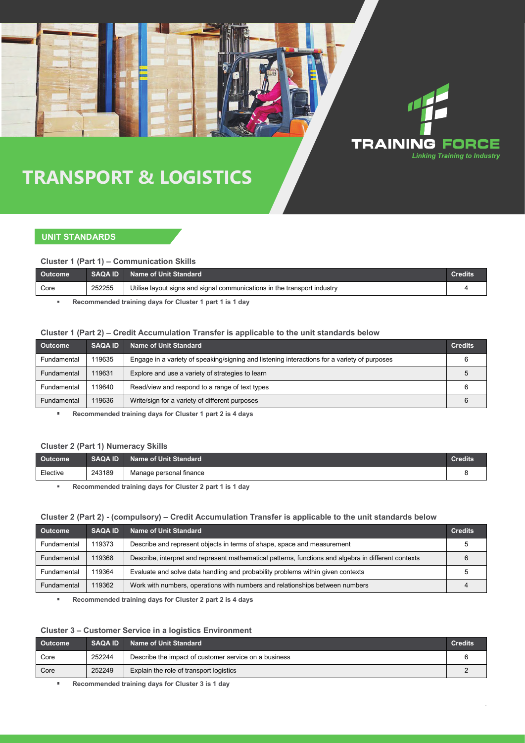TRAINING FORCE

*Linking Training to Industry*

# TRANSPORT & LOGISTICS

## UNIT STANDARDS

### Cluster 1 (Part 1) – Communication Skills

| Outcome | SAQA ID | Name of Unit Standard | Credits |
|---|---|---|---|
| Core | 252255 | Utilise layout signs and signal communications in the transport industry | 4 |

- **Recommended training days for Cluster 1 part 1 is 1 day**

### Cluster 1 (Part 2) – Credit Accumulation Transfer is applicable to the unit standards below

| Outcome | SAQA ID | Name of Unit Standard | Credits |
|---|---|---|---|
| Fundamental | 119635 | Engage in a variety of speaking/signing and listening interactions for a variety of purposes | 6 |
| Fundamental | 119631 | Explore and use a variety of strategies to learn | 5 |
| Fundamental | 119640 | Read/view and respond to a range of text types | 6 |
| Fundamental | 119636 | Write/sign for a variety of different purposes | 6 |

- **Recommended training days for Cluster 1 part 2 is 4 days**

### Cluster 2 (Part 1) Numeracy Skills

| Outcome | SAQA ID | Name of Unit Standard | Credits |
|---|---|---|---|
| Elective | 243189 | Manage personal finance | 8 |

- **Recommended training days for Cluster 2 part 1 is 1 day**

### Cluster 2 (Part 2) - (compulsory) – Credit Accumulation Transfer is applicable to the unit standards below

| Outcome | SAQA ID | Name of Unit Standard | Credits |
|---|---|---|---|
| Fundamental | 119373 | Describe and represent objects in terms of shape, space and measurement | 5 |
| Fundamental | 119368 | Describe, interpret and represent mathematical patterns, functions and algebra in different contexts | 6 |
| Fundamental | 119364 | Evaluate and solve data handling and probability problems within given contexts | 5 |
| Fundamental | 119362 | Work with numbers, operations with numbers and relationships between numbers | 4 |

- **Recommended training days for Cluster 2 part 2 is 4 days**

### Cluster 3 – Customer Service in a logistics Environment

| Outcome | SAQA ID | Name of Unit Standard | Credits |
|---|---|---|---|
| Core | 252244 | Describe the impact of customer service on a business | 6 |
| Core | 252249 | Explain the role of transport logistics | 2 |

- **Recommended training days for Cluster 3 is 1 day**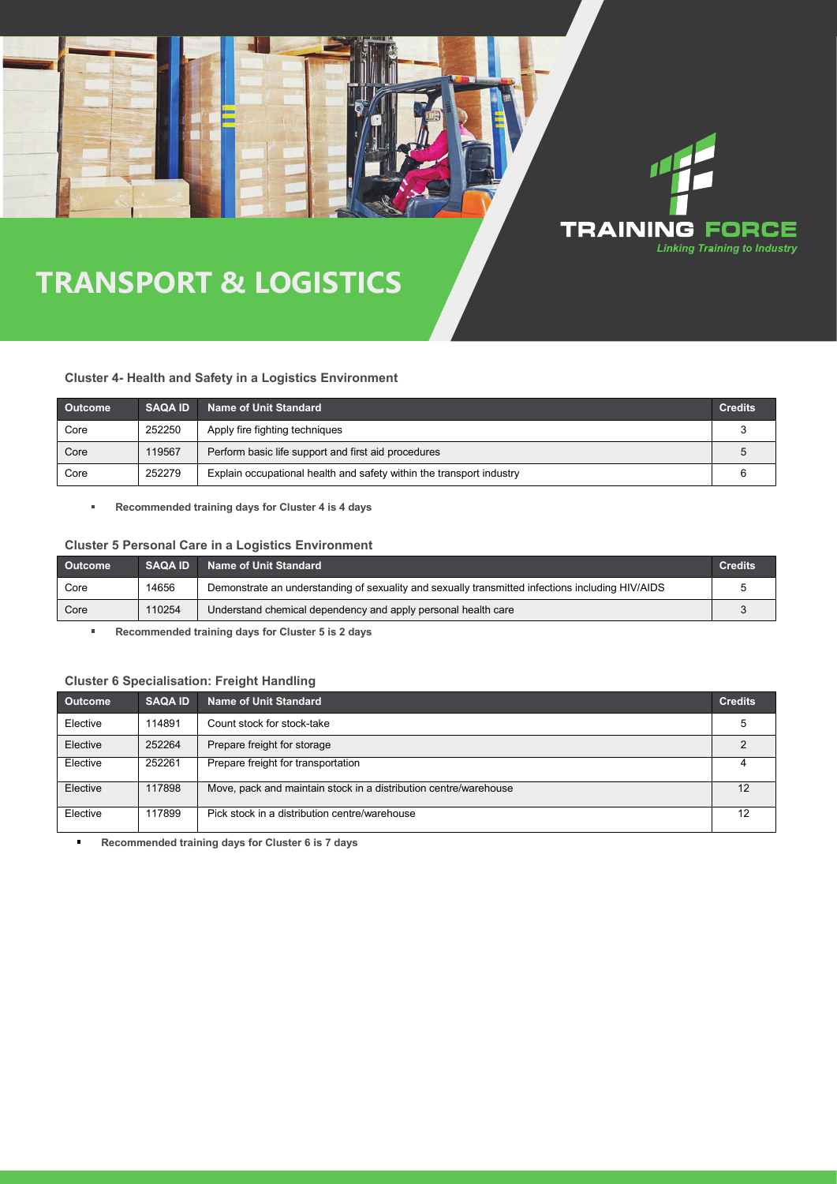# TRANSPORT & LOGISTICS

TRAINING FORCE

*Linking Training to Industry*

### Cluster 4- Health and Safety in a Logistics Environment

| Outcome | SAQA ID | Name of Unit Standard | Credits |
|---|---|---|---|
| Core | 252250 | Apply fire fighting techniques | 3 |
| Core | 119567 | Perform basic life support and first aid procedures | 5 |
| Core | 252279 | Explain occupational health and safety within the transport industry | 6 |

- **Recommended training days for Cluster 4 is 4 days**

### Cluster 5 Personal Care in a Logistics Environment

| Outcome | SAQA ID | Name of Unit Standard | Credits |
|---|---|---|---|
| Core | 14656 | Demonstrate an understanding of sexuality and sexually transmitted infections including HIV/AIDS | 5 |
| Core | 110254 | Understand chemical dependency and apply personal health care | 3 |

- **Recommended training days for Cluster 5 is 2 days**

### Cluster 6 Specialisation: Freight Handling

| Outcome | SAQA ID | Name of Unit Standard | Credits |
|---|---|---|---|
| Elective | 114891 | Count stock for stock-take | 5 |
| Elective | 252264 | Prepare freight for storage | 2 |
| Elective | 252261 | Prepare freight for transportation | 4 |
| Elective | 117898 | Move, pack and maintain stock in a distribution centre/warehouse | 12 |
| Elective | 117899 | Pick stock in a distribution centre/warehouse | 12 |

- **Recommended training days for Cluster 6 is 7 days**